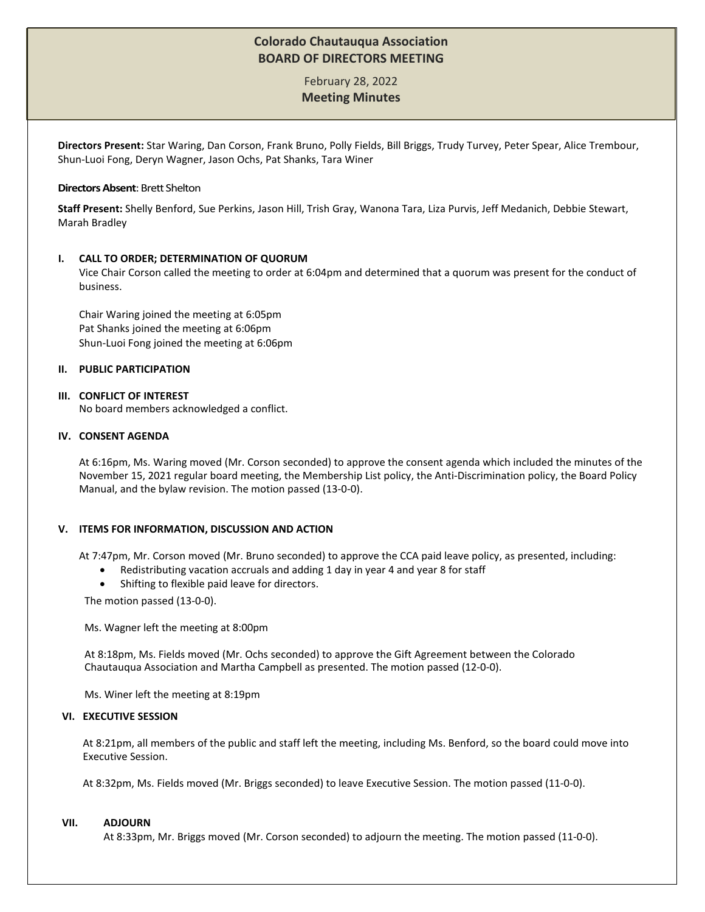# Colorado Chautauqua Association
# BOARD OF DIRECTORS MEETING

February 28, 2022

**Meeting Minutes**

**Directors Present:** Star Waring, Dan Corson, Frank Bruno, Polly Fields, Bill Briggs, Trudy Turvey, Peter Spear, Alice Trembour, Shun-Luoi Fong, Deryn Wagner, Jason Ochs, Pat Shanks, Tara Winer

**Directors Absent**: Brett Shelton

**Staff Present:** Shelly Benford, Sue Perkins, Jason Hill, Trish Gray, Wanona Tara, Liza Purvis, Jeff Medanich, Debbie Stewart, Marah Bradley

## I. CALL TO ORDER; DETERMINATION OF QUORUM

Vice Chair Corson called the meeting to order at 6:04pm and determined that a quorum was present for the conduct of business.

Chair Waring joined the meeting at 6:05pm
Pat Shanks joined the meeting at 6:06pm
Shun-Luoi Fong joined the meeting at 6:06pm

## II. PUBLIC PARTICIPATION

## III. CONFLICT OF INTEREST

No board members acknowledged a conflict.

## IV. CONSENT AGENDA

At 6:16pm, Ms. Waring moved (Mr. Corson seconded) to approve the consent agenda which included the minutes of the November 15, 2021 regular board meeting, the Membership List policy, the Anti-Discrimination policy, the Board Policy Manual, and the bylaw revision. The motion passed (13-0-0).

## V. ITEMS FOR INFORMATION, DISCUSSION AND ACTION

At 7:47pm, Mr. Corson moved (Mr. Bruno seconded) to approve the CCA paid leave policy, as presented, including:

- Redistributing vacation accruals and adding 1 day in year 4 and year 8 for staff
- Shifting to flexible paid leave for directors.

The motion passed (13-0-0).

Ms. Wagner left the meeting at 8:00pm

At 8:18pm, Ms. Fields moved (Mr. Ochs seconded) to approve the Gift Agreement between the Colorado Chautauqua Association and Martha Campbell as presented. The motion passed (12-0-0).

Ms. Winer left the meeting at 8:19pm

## VI. EXECUTIVE SESSION

At 8:21pm, all members of the public and staff left the meeting, including Ms. Benford, so the board could move into Executive Session.

At 8:32pm, Ms. Fields moved (Mr. Briggs seconded) to leave Executive Session. The motion passed (11-0-0).

## VII. ADJOURN

At 8:33pm, Mr. Briggs moved (Mr. Corson seconded) to adjourn the meeting. The motion passed (11-0-0).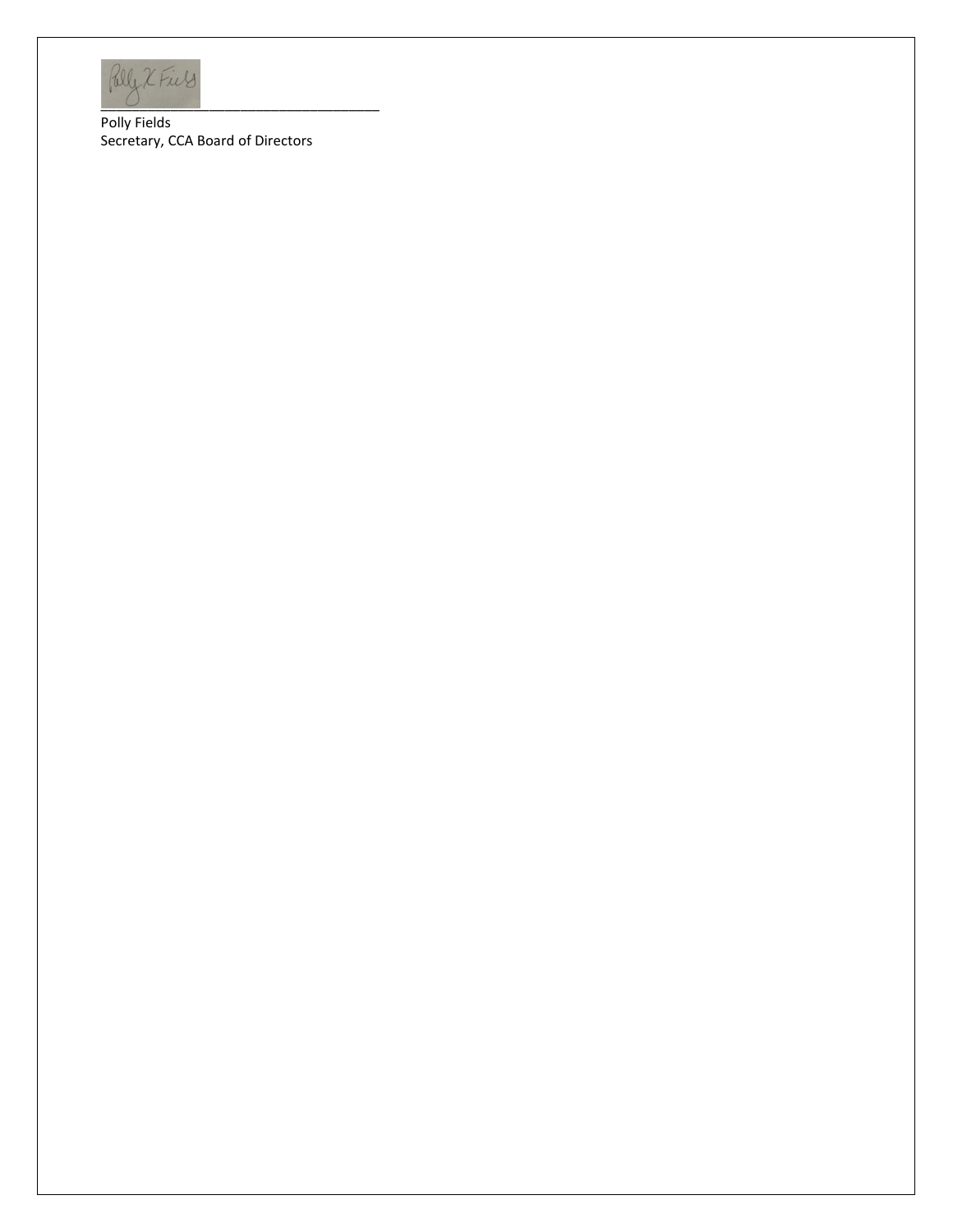_________________________________

Polly Fields
Secretary, CCA Board of Directors